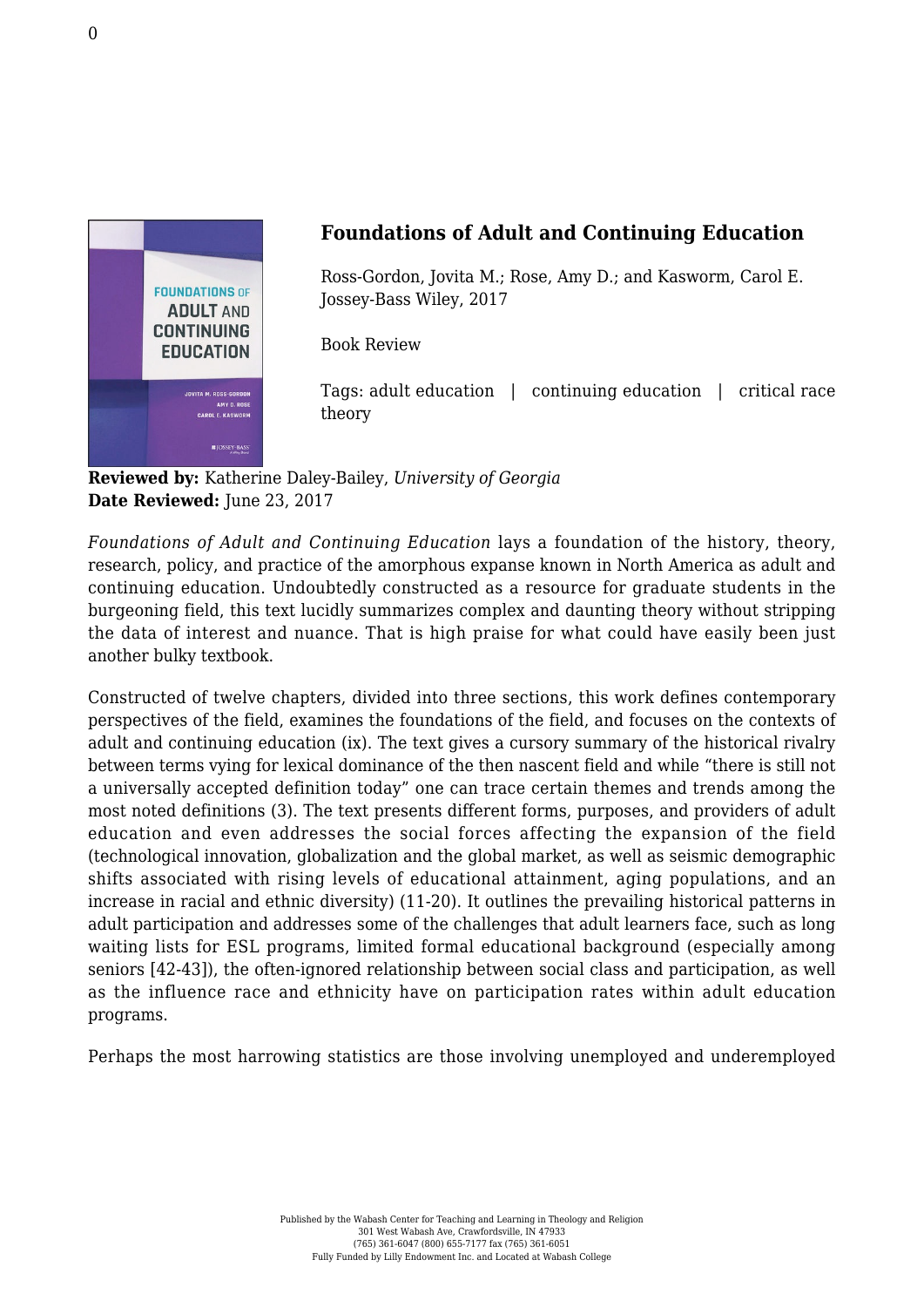## Foundations of Adult and Continuing Education

Ross-Gordon, Jovita M.; Rose, Amy D.; and Kasworm, Carol E.
Jossey-Bass Wiley, 2017

Book Review

Tags: adult education | continuing education | critical race theory

**Reviewed by:** Katherine Daley-Bailey, *University of Georgia*
**Date Reviewed:** June 23, 2017

*Foundations of Adult and Continuing Education* lays a foundation of the history, theory, research, policy, and practice of the amorphous expanse known in North America as adult and continuing education. Undoubtedly constructed as a resource for graduate students in the burgeoning field, this text lucidly summarizes complex and daunting theory without stripping the data of interest and nuance. That is high praise for what could have easily been just another bulky textbook.

Constructed of twelve chapters, divided into three sections, this work defines contemporary perspectives of the field, examines the foundations of the field, and focuses on the contexts of adult and continuing education (ix). The text gives a cursory summary of the historical rivalry between terms vying for lexical dominance of the then nascent field and while "there is still not a universally accepted definition today" one can trace certain themes and trends among the most noted definitions (3). The text presents different forms, purposes, and providers of adult education and even addresses the social forces affecting the expansion of the field (technological innovation, globalization and the global market, as well as seismic demographic shifts associated with rising levels of educational attainment, aging populations, and an increase in racial and ethnic diversity) (11-20). It outlines the prevailing historical patterns in adult participation and addresses some of the challenges that adult learners face, such as long waiting lists for ESL programs, limited formal educational background (especially among seniors [42-43]), the often-ignored relationship between social class and participation, as well as the influence race and ethnicity have on participation rates within adult education programs.

Perhaps the most harrowing statistics are those involving unemployed and underemployed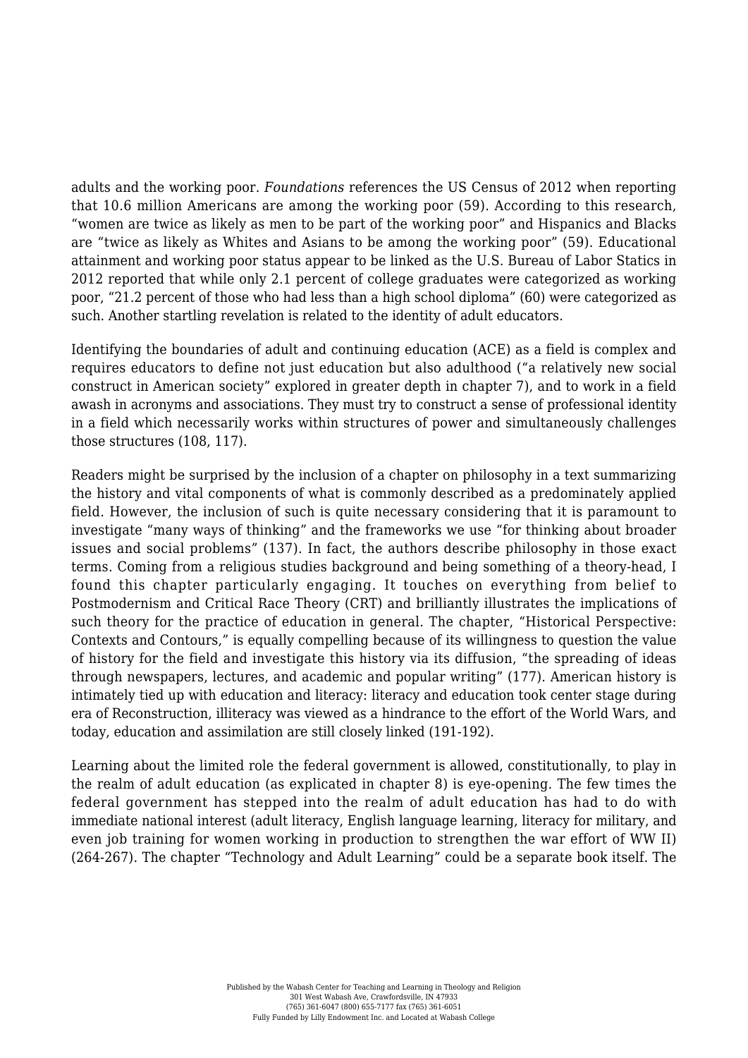adults and the working poor. *Foundations* references the US Census of 2012 when reporting that 10.6 million Americans are among the working poor (59). According to this research, "women are twice as likely as men to be part of the working poor" and Hispanics and Blacks are "twice as likely as Whites and Asians to be among the working poor" (59). Educational attainment and working poor status appear to be linked as the U.S. Bureau of Labor Statics in 2012 reported that while only 2.1 percent of college graduates were categorized as working poor, "21.2 percent of those who had less than a high school diploma" (60) were categorized as such. Another startling revelation is related to the identity of adult educators.

Identifying the boundaries of adult and continuing education (ACE) as a field is complex and requires educators to define not just education but also adulthood ("a relatively new social construct in American society" explored in greater depth in chapter 7), and to work in a field awash in acronyms and associations. They must try to construct a sense of professional identity in a field which necessarily works within structures of power and simultaneously challenges those structures (108, 117).

Readers might be surprised by the inclusion of a chapter on philosophy in a text summarizing the history and vital components of what is commonly described as a predominately applied field. However, the inclusion of such is quite necessary considering that it is paramount to investigate "many ways of thinking" and the frameworks we use "for thinking about broader issues and social problems" (137). In fact, the authors describe philosophy in those exact terms. Coming from a religious studies background and being something of a theory-head, I found this chapter particularly engaging. It touches on everything from belief to Postmodernism and Critical Race Theory (CRT) and brilliantly illustrates the implications of such theory for the practice of education in general. The chapter, "Historical Perspective: Contexts and Contours," is equally compelling because of its willingness to question the value of history for the field and investigate this history via its diffusion, "the spreading of ideas through newspapers, lectures, and academic and popular writing" (177). American history is intimately tied up with education and literacy: literacy and education took center stage during era of Reconstruction, illiteracy was viewed as a hindrance to the effort of the World Wars, and today, education and assimilation are still closely linked (191-192).

Learning about the limited role the federal government is allowed, constitutionally, to play in the realm of adult education (as explicated in chapter 8) is eye-opening. The few times the federal government has stepped into the realm of adult education has had to do with immediate national interest (adult literacy, English language learning, literacy for military, and even job training for women working in production to strengthen the war effort of WW II) (264-267). The chapter "Technology and Adult Learning" could be a separate book itself. The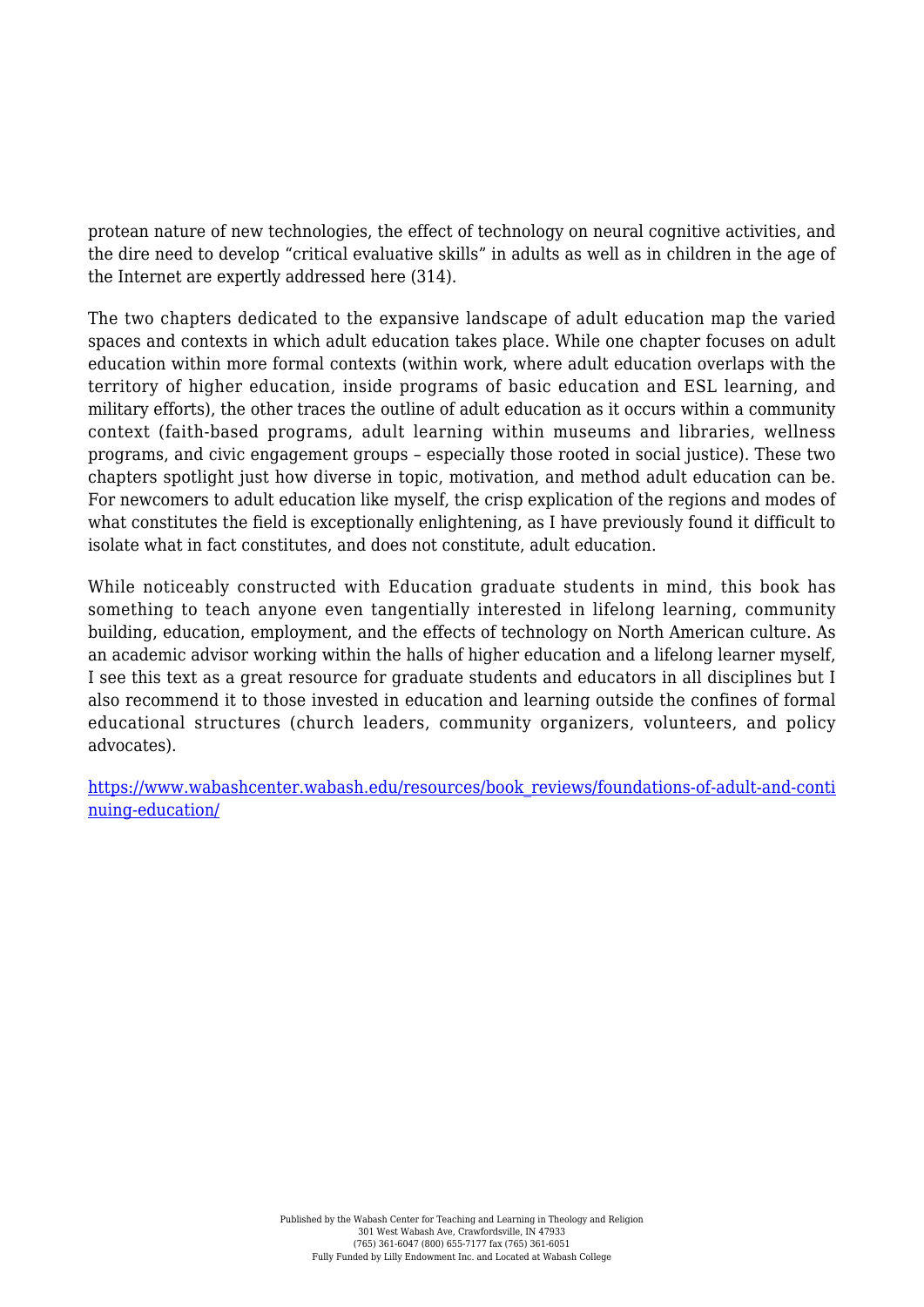protean nature of new technologies, the effect of technology on neural cognitive activities, and the dire need to develop "critical evaluative skills" in adults as well as in children in the age of the Internet are expertly addressed here (314).

The two chapters dedicated to the expansive landscape of adult education map the varied spaces and contexts in which adult education takes place. While one chapter focuses on adult education within more formal contexts (within work, where adult education overlaps with the territory of higher education, inside programs of basic education and ESL learning, and military efforts), the other traces the outline of adult education as it occurs within a community context (faith-based programs, adult learning within museums and libraries, wellness programs, and civic engagement groups – especially those rooted in social justice). These two chapters spotlight just how diverse in topic, motivation, and method adult education can be. For newcomers to adult education like myself, the crisp explication of the regions and modes of what constitutes the field is exceptionally enlightening, as I have previously found it difficult to isolate what in fact constitutes, and does not constitute, adult education.

While noticeably constructed with Education graduate students in mind, this book has something to teach anyone even tangentially interested in lifelong learning, community building, education, employment, and the effects of technology on North American culture. As an academic advisor working within the halls of higher education and a lifelong learner myself, I see this text as a great resource for graduate students and educators in all disciplines but I also recommend it to those invested in education and learning outside the confines of formal educational structures (church leaders, community organizers, volunteers, and policy advocates).

[https://www.wabashcenter.wabash.edu/resources/book_reviews/foundations-of-adult-and-continuing-education/](https://www.wabashcenter.wabash.edu/resources/book_reviews/foundations-of-adult-and-continuing-education/)

Published by the Wabash Center for Teaching and Learning in Theology and Religion
301 West Wabash Ave, Crawfordsville, IN 47933
(765) 361-6047 (800) 655-7177 fax (765) 361-6051
Fully Funded by Lilly Endowment Inc. and Located at Wabash College